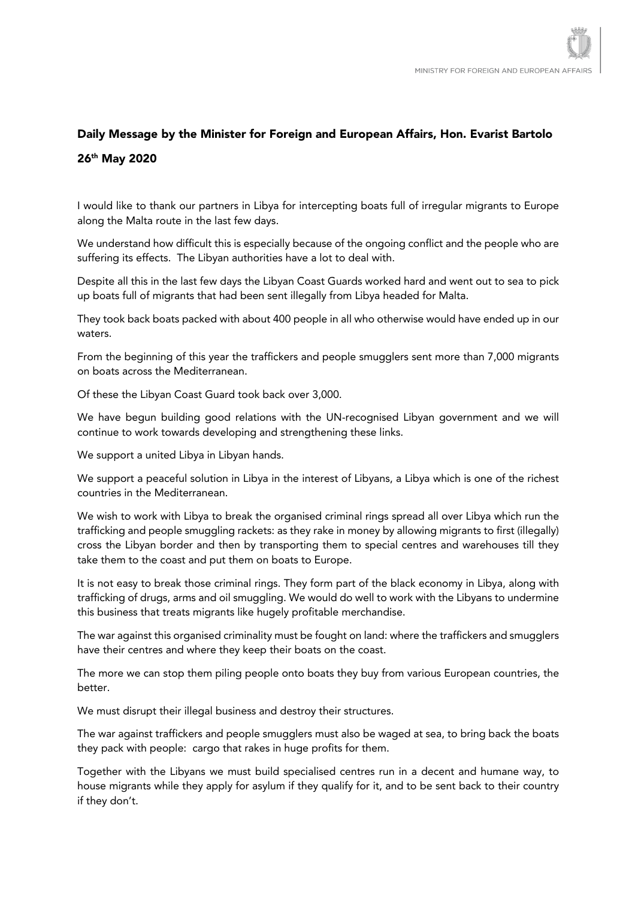## Daily Message by the Minister for Foreign and European Affairs, Hon. Evarist Bartolo

## 26th May 2020

I would like to thank our partners in Libya for intercepting boats full of irregular migrants to Europe along the Malta route in the last few days.

We understand how difficult this is especially because of the ongoing conflict and the people who are suffering its effects. The Libyan authorities have a lot to deal with.

Despite all this in the last few days the Libyan Coast Guards worked hard and went out to sea to pick up boats full of migrants that had been sent illegally from Libya headed for Malta.

They took back boats packed with about 400 people in all who otherwise would have ended up in our waters.

From the beginning of this year the traffickers and people smugglers sent more than 7,000 migrants on boats across the Mediterranean.

Of these the Libyan Coast Guard took back over 3,000.

We have begun building good relations with the UN-recognised Libyan government and we will continue to work towards developing and strengthening these links.

We support a united Libya in Libyan hands.

We support a peaceful solution in Libya in the interest of Libyans, a Libya which is one of the richest countries in the Mediterranean.

We wish to work with Libya to break the organised criminal rings spread all over Libya which run the trafficking and people smuggling rackets: as they rake in money by allowing migrants to first (illegally) cross the Libyan border and then by transporting them to special centres and warehouses till they take them to the coast and put them on boats to Europe.

It is not easy to break those criminal rings. They form part of the black economy in Libya, along with trafficking of drugs, arms and oil smuggling. We would do well to work with the Libyans to undermine this business that treats migrants like hugely profitable merchandise.

The war against this organised criminality must be fought on land: where the traffickers and smugglers have their centres and where they keep their boats on the coast.

The more we can stop them piling people onto boats they buy from various European countries, the better.

We must disrupt their illegal business and destroy their structures.

The war against traffickers and people smugglers must also be waged at sea, to bring back the boats they pack with people: cargo that rakes in huge profits for them.

Together with the Libyans we must build specialised centres run in a decent and humane way, to house migrants while they apply for asylum if they qualify for it, and to be sent back to their country if they don't.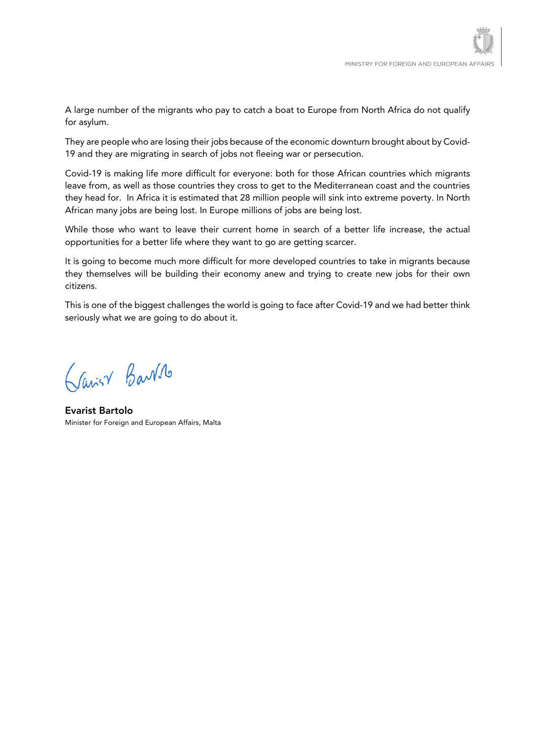A large number of the migrants who pay to catch a boat to Europe from North Africa do not qualify for asylum.

They are people who are losing their jobs because of the economic downturn brought about by Covid-19 and they are migrating in search of jobs not fleeing war or persecution.

Covid-19 is making life more difficult for everyone: both for those African countries which migrants leave from, as well as those countries they cross to get to the Mediterranean coast and the countries they head for. In Africa it is estimated that 28 million people will sink into extreme poverty. In North African many jobs are being lost. In Europe millions of jobs are being lost.

While those who want to leave their current home in search of a better life increase, the actual opportunities for a better life where they want to go are getting scarcer.

It is going to become much more difficult for more developed countries to take in migrants because they themselves will be building their economy anew and trying to create new jobs for their own citizens.

This is one of the biggest challenges the world is going to face after Covid-19 and we had better think seriously what we are going to do about it.

**Evarist Bartolo**
Minister for Foreign and European Affairs, Malta